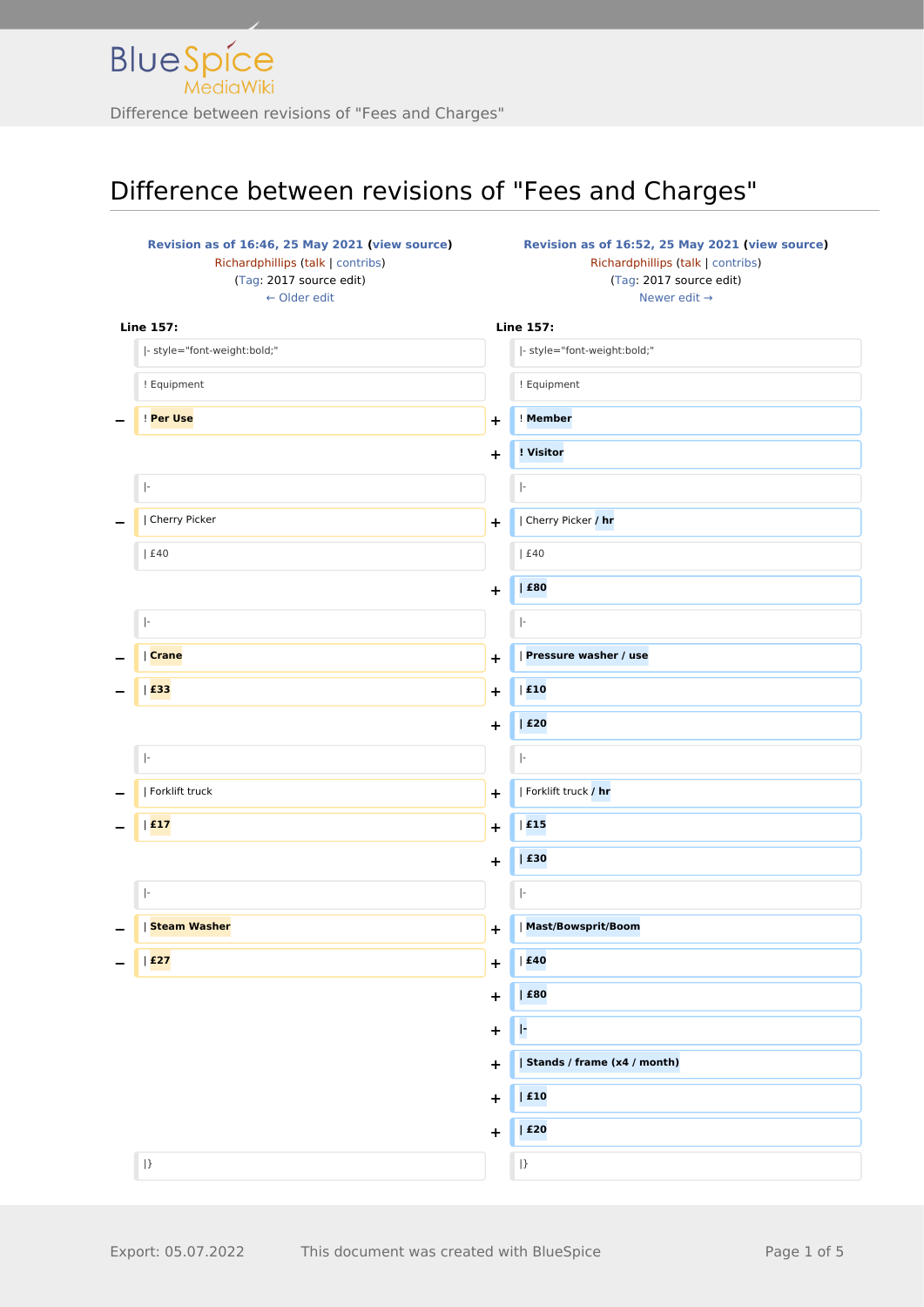# Difference between revisions of "Fees and Charges"

| Revision as of 16:46, 25 May 2021 (view source) Richardphillips (talk \| contribs) (Tag: 2017 source edit) ← Older edit | | Revision as of 16:52, 25 May 2021 (view source) Richardphillips (talk \| contribs) (Tag: 2017 source edit) Newer edit → | |
|---|---|---|---|
| **Line 157:** | | **Line 157:** | |
| | \|- style="font-weight:bold;" | | \|- style="font-weight:bold;" |
| | ! Equipment | | ! Equipment |
| − | ! **Per Use** | + | ! **Member** |
| | | + | **! Visitor** |
| | \|- | | \|- |
| − | \| Cherry Picker | + | \| Cherry Picker **/ hr** |
| | \| £40 | | \| £40 |
| | | + | **\| £80** |
| | \|- | | \|- |
| − | \| **Crane** | + | \| **Pressure washer / use** |
| − | \| **£33** | + | \| **£10** |
| | | + | **\| £20** |
| | \|- | | \|- |
| − | \| Forklift truck | + | \| Forklift truck **/ hr** |
| − | \| **£17** | + | \| **£15** |
| | | + | **\| £30** |
| | \|- | | \|- |
| − | \| **Steam Washer** | + | \| **Mast/Bowsprit/Boom** |
| − | \| **£27** | + | \| **£40** |
| | | + | **\| £80** |
| | | + | **\|-** |
| | | + | **\| Stands / frame (x4 / month)** |
| | | + | **\| £10** |
| | | + | **\| £20** |
| | \|} | | \|} |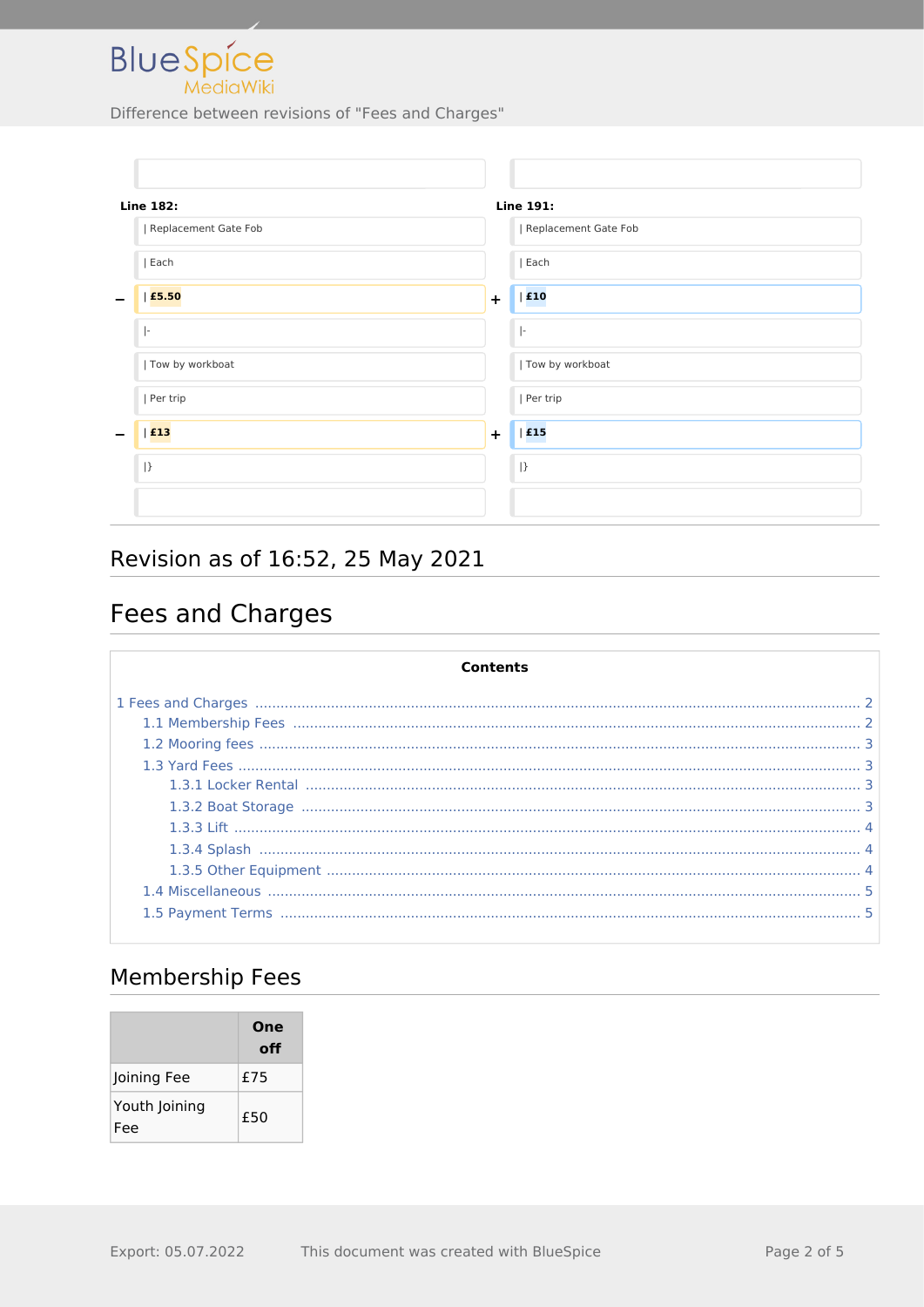Difference between revisions of "Fees and Charges"

| Line 182: | | Line 191: |
|---|---|---|
| \| Replacement Gate Fob | | \| Replacement Gate Fob |
| \| Each | | \| Each |
| − \| **£5.50** | + | \| **£10** |
| \|- | | \|- |
| \| Tow by workboat | | \| Tow by workboat |
| \| Per trip | | \| Per trip |
| − \| **£13** | + | \| **£15** |
| \|} | | \|} |

## Revision as of 16:52, 25 May 2021

# Fees and Charges

**Contents**

- 1 Fees and Charges ... 2
  - 1.1 Membership Fees ... 2
  - 1.2 Mooring fees ... 3
  - 1.3 Yard Fees ... 3
    - 1.3.1 Locker Rental ... 3
    - 1.3.2 Boat Storage ... 3
    - 1.3.3 Lift ... 4
    - 1.3.4 Splash ... 4
    - 1.3.5 Other Equipment ... 4
  - 1.4 Miscellaneous ... 5
  - 1.5 Payment Terms ... 5

## Membership Fees

| | One off |
|---|---|
| Joining Fee | £75 |
| Youth Joining Fee | £50 |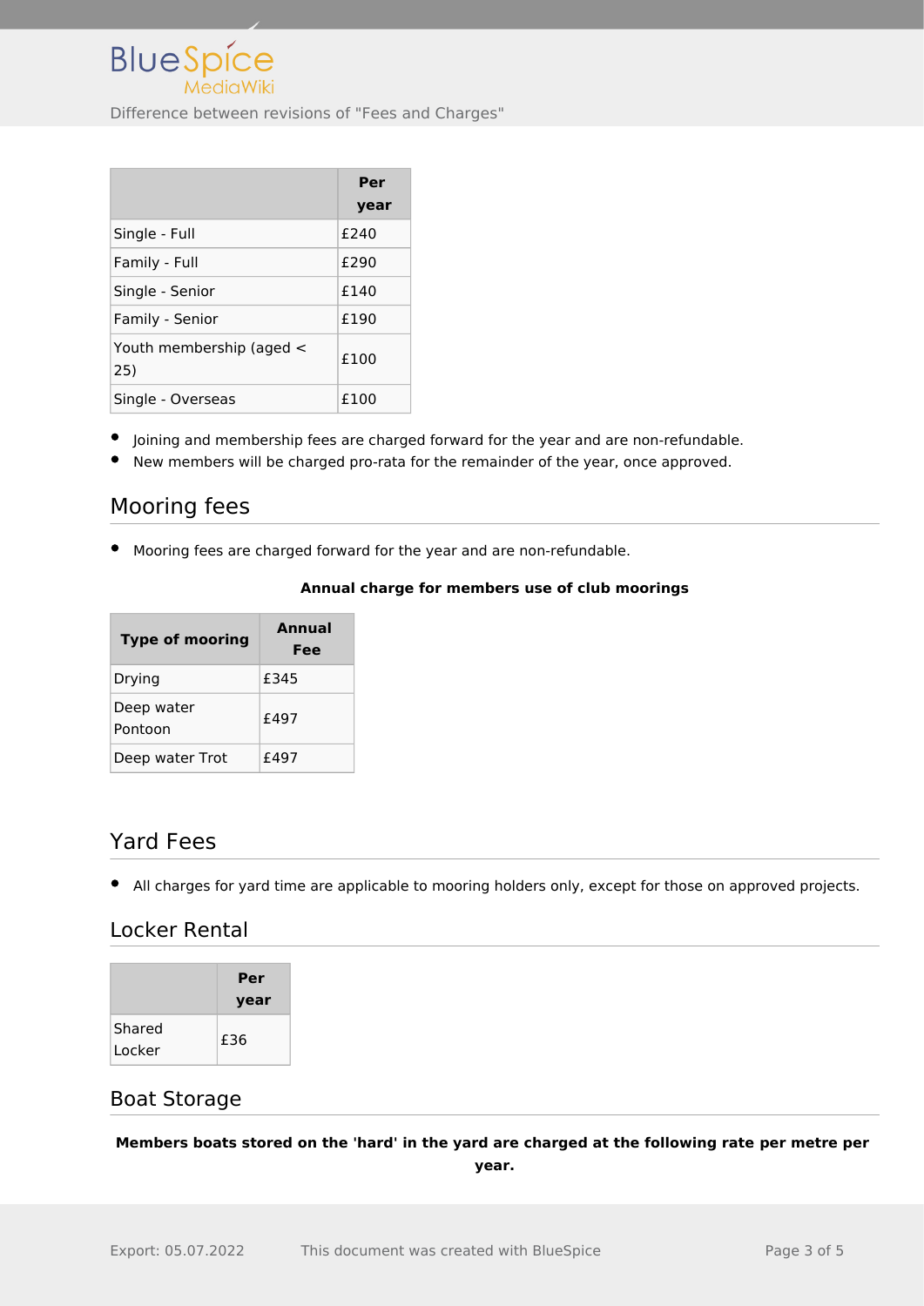| | Per year |
|---|---|
| Single - Full | £240 |
| Family - Full | £290 |
| Single - Senior | £140 |
| Family - Senior | £190 |
| Youth membership (aged < 25) | £100 |
| Single - Overseas | £100 |

- Joining and membership fees are charged forward for the year and are non-refundable.
- New members will be charged pro-rata for the remainder of the year, once approved.

## Mooring fees

- Mooring fees are charged forward for the year and are non-refundable.

**Annual charge for members use of club moorings**

| Type of mooring | Annual Fee |
|---|---|
| Drying | £345 |
| Deep water Pontoon | £497 |
| Deep water Trot | £497 |

## Yard Fees

- All charges for yard time are applicable to mooring holders only, except for those on approved projects.

### Locker Rental

| | Per year |
|---|---|
| Shared Locker | £36 |

### Boat Storage

**Members boats stored on the 'hard' in the yard are charged at the following rate per metre per year.**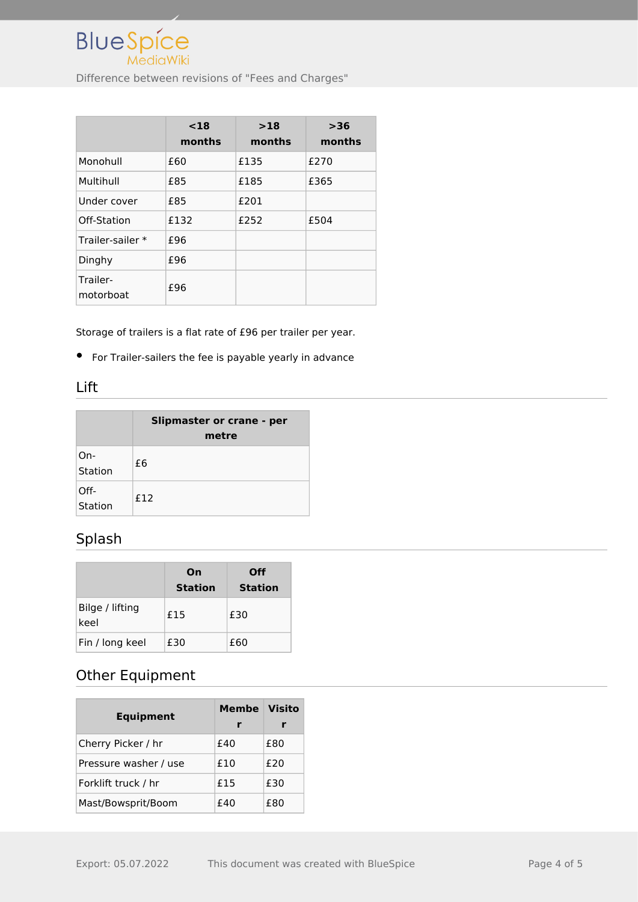|  | <18 months | >18 months | >36 months |
|---|---|---|---|
| Monohull | £60 | £135 | £270 |
| Multihull | £85 | £185 | £365 |
| Under cover | £85 | £201 |  |
| Off-Station | £132 | £252 | £504 |
| Trailer-sailer * | £96 |  |  |
| Dinghy | £96 |  |  |
| Trailer-motorboat | £96 |  |  |

Storage of trailers is a flat rate of £96 per trailer per year.

- For Trailer-sailers the fee is payable yearly in advance

## Lift

|  | Slipmaster or crane - per metre |
|---|---|
| On-Station | £6 |
| Off-Station | £12 |

## Splash

|  | On Station | Off Station |
|---|---|---|
| Bilge / lifting keel | £15 | £30 |
| Fin / long keel | £30 | £60 |

## Other Equipment

| Equipment | Member | Visitor |
|---|---|---|
| Cherry Picker / hr | £40 | £80 |
| Pressure washer / use | £10 | £20 |
| Forklift truck / hr | £15 | £30 |
| Mast/Bowsprit/Boom | £40 | £80 |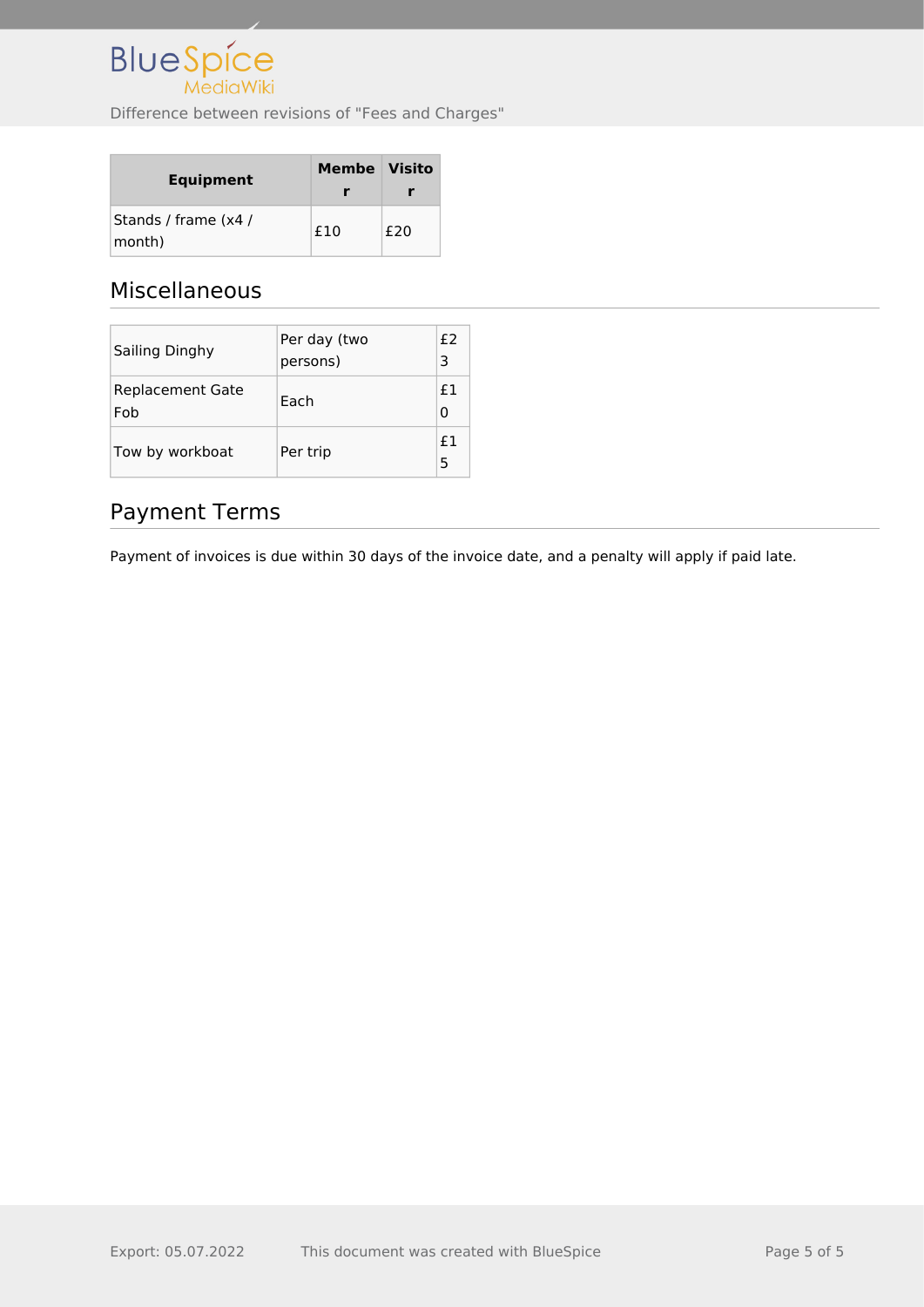| Equipment | Member | Visitor |
|---|---|---|
| Stands / frame (x4 / month) | £10 | £20 |

## Miscellaneous

| | | |
|---|---|---|
| Sailing Dinghy | Per day (two persons) | £23 |
| Replacement Gate Fob | Each | £10 |
| Tow by workboat | Per trip | £15 |

## Payment Terms

Payment of invoices is due within 30 days of the invoice date, and a penalty will apply if paid late.